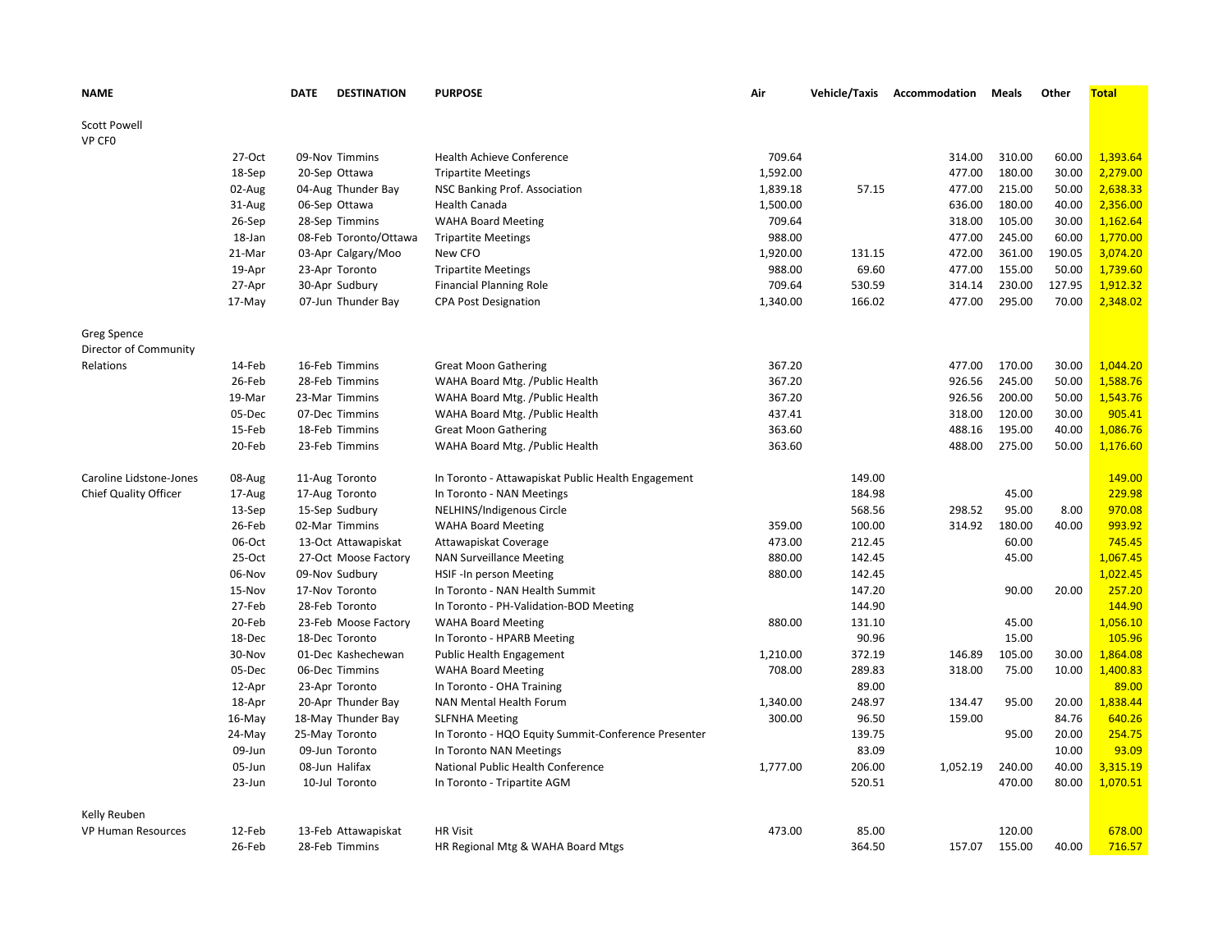| NAME | | DATE | DESTINATION | PURPOSE | Air | Vehicle/Taxis | Accommodation | Meals | Other | Total |
|---|---|---|---|---|---|---|---|---|---|---|
| Scott Powell | | | | | | | | | | |
| VP CF0 | | | | | | | | | | |
| | 27-Oct | 09-Nov | Timmins | Health Achieve Conference | 709.64 | | 314.00 | 310.00 | 60.00 | 1,393.64 |
| | 18-Sep | 20-Sep | Ottawa | Tripartite Meetings | 1,592.00 | | 477.00 | 180.00 | 30.00 | 2,279.00 |
| | 02-Aug | 04-Aug | Thunder Bay | NSC Banking Prof. Association | 1,839.18 | 57.15 | 477.00 | 215.00 | 50.00 | 2,638.33 |
| | 31-Aug | 06-Sep | Ottawa | Health Canada | 1,500.00 | | 636.00 | 180.00 | 40.00 | 2,356.00 |
| | 26-Sep | 28-Sep | Timmins | WAHA Board Meeting | 709.64 | | 318.00 | 105.00 | 30.00 | 1,162.64 |
| | 18-Jan | 08-Feb | Toronto/Ottawa | Tripartite Meetings | 988.00 | | 477.00 | 245.00 | 60.00 | 1,770.00 |
| | 21-Mar | 03-Apr | Calgary/Moo | New CFO | 1,920.00 | 131.15 | 472.00 | 361.00 | 190.05 | 3,074.20 |
| | 19-Apr | 23-Apr | Toronto | Tripartite Meetings | 988.00 | 69.60 | 477.00 | 155.00 | 50.00 | 1,739.60 |
| | 27-Apr | 30-Apr | Sudbury | Financial Planning Role | 709.64 | 530.59 | 314.14 | 230.00 | 127.95 | 1,912.32 |
| | 17-May | 07-Jun | Thunder Bay | CPA Post Designation | 1,340.00 | 166.02 | 477.00 | 295.00 | 70.00 | 2,348.02 |
| Greg Spence | | | | | | | | | | |
| Director of Community | | | | | | | | | | |
| Relations | 14-Feb | 16-Feb | Timmins | Great Moon Gathering | 367.20 | | 477.00 | 170.00 | 30.00 | 1,044.20 |
| | 26-Feb | 28-Feb | Timmins | WAHA Board Mtg. /Public Health | 367.20 | | 926.56 | 245.00 | 50.00 | 1,588.76 |
| | 19-Mar | 23-Mar | Timmins | WAHA Board Mtg. /Public Health | 367.20 | | 926.56 | 200.00 | 50.00 | 1,543.76 |
| | 05-Dec | 07-Dec | Timmins | WAHA Board Mtg. /Public Health | 437.41 | | 318.00 | 120.00 | 30.00 | 905.41 |
| | 15-Feb | 18-Feb | Timmins | Great Moon Gathering | 363.60 | | 488.16 | 195.00 | 40.00 | 1,086.76 |
| | 20-Feb | 23-Feb | Timmins | WAHA Board Mtg. /Public Health | 363.60 | | 488.00 | 275.00 | 50.00 | 1,176.60 |
| Caroline Lidstone-Jones | 08-Aug | 11-Aug | Toronto | In Toronto - Attawapiskat Public Health Engagement | | 149.00 | | | | 149.00 |
| Chief Quality Officer | 17-Aug | 17-Aug | Toronto | In Toronto - NAN Meetings | | 184.98 | | 45.00 | | 229.98 |
| | 13-Sep | 15-Sep | Sudbury | NELHINS/Indigenous Circle | | 568.56 | 298.52 | 95.00 | 8.00 | 970.08 |
| | 26-Feb | 02-Mar | Timmins | WAHA Board Meeting | 359.00 | 100.00 | 314.92 | 180.00 | 40.00 | 993.92 |
| | 06-Oct | 13-Oct | Attawapiskat | Attawapiskat Coverage | 473.00 | 212.45 | | 60.00 | | 745.45 |
| | 25-Oct | 27-Oct | Moose Factory | NAN Surveillance Meeting | 880.00 | 142.45 | | 45.00 | | 1,067.45 |
| | 06-Nov | 09-Nov | Sudbury | HSIF -In person Meeting | 880.00 | 142.45 | | | | 1,022.45 |
| | 15-Nov | 17-Nov | Toronto | In Toronto - NAN Health Summit | | 147.20 | | 90.00 | 20.00 | 257.20 |
| | 27-Feb | 28-Feb | Toronto | In Toronto - PH-Validation-BOD Meeting | | 144.90 | | | | 144.90 |
| | 20-Feb | 23-Feb | Moose Factory | WAHA Board Meeting | 880.00 | 131.10 | | 45.00 | | 1,056.10 |
| | 18-Dec | 18-Dec | Toronto | In Toronto - HPARB Meeting | | 90.96 | | 15.00 | | 105.96 |
| | 30-Nov | 01-Dec | Kashechewan | Public Health Engagement | 1,210.00 | 372.19 | 146.89 | 105.00 | 30.00 | 1,864.08 |
| | 05-Dec | 06-Dec | Timmins | WAHA Board Meeting | 708.00 | 289.83 | 318.00 | 75.00 | 10.00 | 1,400.83 |
| | 12-Apr | 23-Apr | Toronto | In Toronto - OHA Training | | 89.00 | | | | 89.00 |
| | 18-Apr | 20-Apr | Thunder Bay | NAN Mental Health Forum | 1,340.00 | 248.97 | 134.47 | 95.00 | 20.00 | 1,838.44 |
| | 16-May | 18-May | Thunder Bay | SLFNHA Meeting | 300.00 | 96.50 | 159.00 | | 84.76 | 640.26 |
| | 24-May | 25-May | Toronto | In Toronto - HQO Equity Summit-Conference Presenter | | 139.75 | | 95.00 | 20.00 | 254.75 |
| | 09-Jun | 09-Jun | Toronto | In Toronto NAN Meetings | | 83.09 | | | 10.00 | 93.09 |
| | 05-Jun | 08-Jun | Halifax | National Public Health Conference | 1,777.00 | 206.00 | 1,052.19 | 240.00 | 40.00 | 3,315.19 |
| | 23-Jun | 10-Jul | Toronto | In Toronto - Tripartite AGM | | 520.51 | | 470.00 | 80.00 | 1,070.51 |
| Kelly Reuben | | | | | | | | | | |
| VP Human Resources | 12-Feb | 13-Feb | Attawapiskat | HR Visit | 473.00 | 85.00 | | 120.00 | | 678.00 |
| | 26-Feb | 28-Feb | Timmins | HR Regional Mtg & WAHA Board Mtgs | | 364.50 | 157.07 | 155.00 | 40.00 | 716.57 |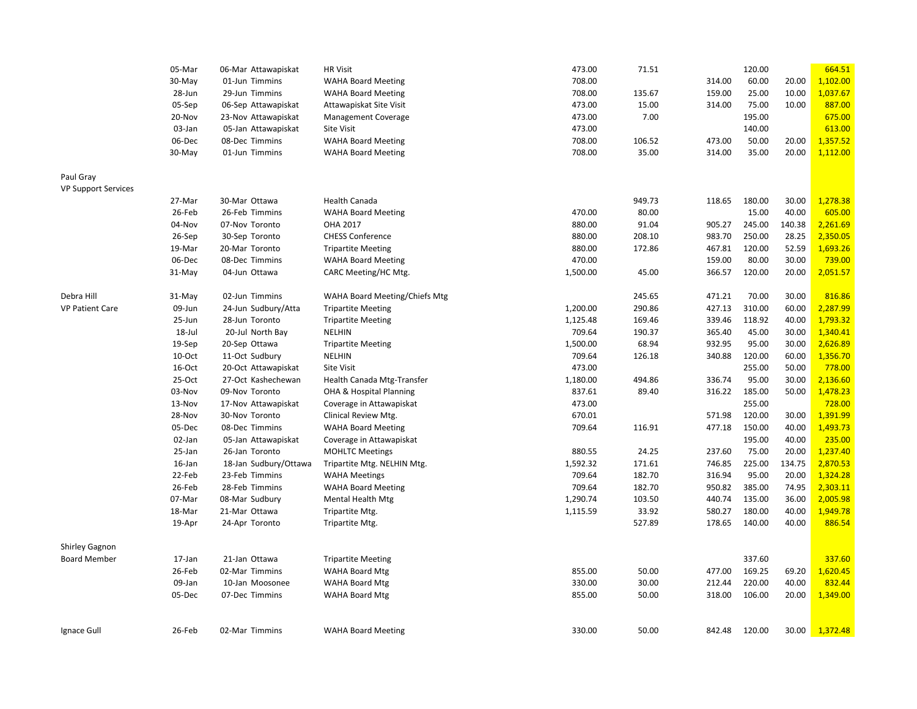| | | | | | | | | | |
|---|---|---|---|---|---|---|---|---|---|
| | 05-Mar | 06-Mar Attawapiskat | HR Visit | 473.00 | 71.51 | | 120.00 | | 664.51 |
| | 30-May | 01-Jun Timmins | WAHA Board Meeting | 708.00 | | 314.00 | 60.00 | 20.00 | 1,102.00 |
| | 28-Jun | 29-Jun Timmins | WAHA Board Meeting | 708.00 | 135.67 | 159.00 | 25.00 | 10.00 | 1,037.67 |
| | 05-Sep | 06-Sep Attawapiskat | Attawapiskat Site Visit | 473.00 | 15.00 | 314.00 | 75.00 | 10.00 | 887.00 |
| | 20-Nov | 23-Nov Attawapiskat | Management Coverage | 473.00 | 7.00 | | 195.00 | | 675.00 |
| | 03-Jan | 05-Jan Attawapiskat | Site Visit | 473.00 | | | 140.00 | | 613.00 |
| | 06-Dec | 08-Dec Timmins | WAHA Board Meeting | 708.00 | 106.52 | 473.00 | 50.00 | 20.00 | 1,357.52 |
| | 30-May | 01-Jun Timmins | WAHA Board Meeting | 708.00 | 35.00 | 314.00 | 35.00 | 20.00 | 1,112.00 |
| | | | | | | | | | |
| Paul Gray | | | | | | | | | |
| VP Support Services | | | | | | | | | |
| | 27-Mar | 30-Mar Ottawa | Health Canada | | 949.73 | 118.65 | 180.00 | 30.00 | 1,278.38 |
| | 26-Feb | 26-Feb Timmins | WAHA Board Meeting | 470.00 | 80.00 | | 15.00 | 40.00 | 605.00 |
| | 04-Nov | 07-Nov Toronto | OHA 2017 | 880.00 | 91.04 | 905.27 | 245.00 | 140.38 | 2,261.69 |
| | 26-Sep | 30-Sep Toronto | CHESS Conference | 880.00 | 208.10 | 983.70 | 250.00 | 28.25 | 2,350.05 |
| | 19-Mar | 20-Mar Toronto | Tripartite Meeting | 880.00 | 172.86 | 467.81 | 120.00 | 52.59 | 1,693.26 |
| | 06-Dec | 08-Dec Timmins | WAHA Board Meeting | 470.00 | | 159.00 | 80.00 | 30.00 | 739.00 |
| | 31-May | 04-Jun Ottawa | CARC Meeting/HC Mtg. | 1,500.00 | 45.00 | 366.57 | 120.00 | 20.00 | 2,051.57 |
| | | | | | | | | | |
| Debra Hill | 31-May | 02-Jun Timmins | WAHA Board Meeting/Chiefs Mtg | | 245.65 | 471.21 | 70.00 | 30.00 | 816.86 |
| VP Patient Care | 09-Jun | 24-Jun Sudbury/Atta | Tripartite Meeting | 1,200.00 | 290.86 | 427.13 | 310.00 | 60.00 | 2,287.99 |
| | 25-Jun | 28-Jun Toronto | Tripartite Meeting | 1,125.48 | 169.46 | 339.46 | 118.92 | 40.00 | 1,793.32 |
| | 18-Jul | 20-Jul North Bay | NELHIN | 709.64 | 190.37 | 365.40 | 45.00 | 30.00 | 1,340.41 |
| | 19-Sep | 20-Sep Ottawa | Tripartite Meeting | 1,500.00 | 68.94 | 932.95 | 95.00 | 30.00 | 2,626.89 |
| | 10-Oct | 11-Oct Sudbury | NELHIN | 709.64 | 126.18 | 340.88 | 120.00 | 60.00 | 1,356.70 |
| | 16-Oct | 20-Oct Attawapiskat | Site Visit | 473.00 | | | 255.00 | 50.00 | 778.00 |
| | 25-Oct | 27-Oct Kashechewan | Health Canada Mtg-Transfer | 1,180.00 | 494.86 | 336.74 | 95.00 | 30.00 | 2,136.60 |
| | 03-Nov | 09-Nov Toronto | OHA & Hospital Planning | 837.61 | 89.40 | 316.22 | 185.00 | 50.00 | 1,478.23 |
| | 13-Nov | 17-Nov Attawapiskat | Coverage in Attawapiskat | 473.00 | | | 255.00 | | 728.00 |
| | 28-Nov | 30-Nov Toronto | Clinical Review Mtg. | 670.01 | | 571.98 | 120.00 | 30.00 | 1,391.99 |
| | 05-Dec | 08-Dec Timmins | WAHA Board Meeting | 709.64 | 116.91 | 477.18 | 150.00 | 40.00 | 1,493.73 |
| | 02-Jan | 05-Jan Attawapiskat | Coverage in Attawapiskat | | | | 195.00 | 40.00 | 235.00 |
| | 25-Jan | 26-Jan Toronto | MOHLTC Meetings | 880.55 | 24.25 | 237.60 | 75.00 | 20.00 | 1,237.40 |
| | 16-Jan | 18-Jan Sudbury/Ottawa | Tripartite Mtg. NELHIN Mtg. | 1,592.32 | 171.61 | 746.85 | 225.00 | 134.75 | 2,870.53 |
| | 22-Feb | 23-Feb Timmins | WAHA Meetings | 709.64 | 182.70 | 316.94 | 95.00 | 20.00 | 1,324.28 |
| | 26-Feb | 28-Feb Timmins | WAHA Board Meeting | 709.64 | 182.70 | 950.82 | 385.00 | 74.95 | 2,303.11 |
| | 07-Mar | 08-Mar Sudbury | Mental Health Mtg | 1,290.74 | 103.50 | 440.74 | 135.00 | 36.00 | 2,005.98 |
| | 18-Mar | 21-Mar Ottawa | Tripartite Mtg. | 1,115.59 | 33.92 | 580.27 | 180.00 | 40.00 | 1,949.78 |
| | 19-Apr | 24-Apr Toronto | Tripartite Mtg. | | 527.89 | 178.65 | 140.00 | 40.00 | 886.54 |
| | | | | | | | | | |
| Shirley Gagnon | | | | | | | | | |
| Board Member | 17-Jan | 21-Jan Ottawa | Tripartite Meeting | | | | 337.60 | | 337.60 |
| | 26-Feb | 02-Mar Timmins | WAHA Board Mtg | 855.00 | 50.00 | 477.00 | 169.25 | 69.20 | 1,620.45 |
| | 09-Jan | 10-Jan Moosonee | WAHA Board Mtg | 330.00 | 30.00 | 212.44 | 220.00 | 40.00 | 832.44 |
| | 05-Dec | 07-Dec Timmins | WAHA Board Mtg | 855.00 | 50.00 | 318.00 | 106.00 | 20.00 | 1,349.00 |
| | | | | | | | | | |
| Ignace Gull | 26-Feb | 02-Mar Timmins | WAHA Board Meeting | 330.00 | 50.00 | 842.48 | 120.00 | 30.00 | 1,372.48 |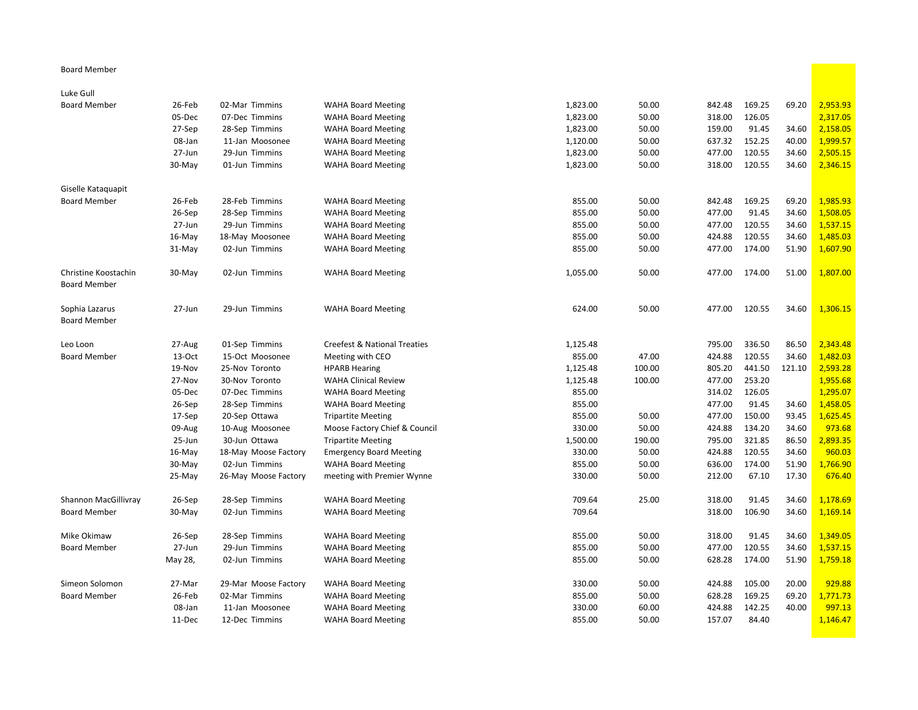Board Member

| | | | | | | | | | |
|---|---|---|---|---|---|---|---|---|---|
| Luke Gull | | | | | | | | | |
| Board Member | 26-Feb | 02-Mar Timmins | WAHA Board Meeting | 1,823.00 | 50.00 | 842.48 | 169.25 | 69.20 | 2,953.93 |
| | 05-Dec | 07-Dec Timmins | WAHA Board Meeting | 1,823.00 | 50.00 | 318.00 | 126.05 | | 2,317.05 |
| | 27-Sep | 28-Sep Timmins | WAHA Board Meeting | 1,823.00 | 50.00 | 159.00 | 91.45 | 34.60 | 2,158.05 |
| | 08-Jan | 11-Jan Moosonee | WAHA Board Meeting | 1,120.00 | 50.00 | 637.32 | 152.25 | 40.00 | 1,999.57 |
| | 27-Jun | 29-Jun Timmins | WAHA Board Meeting | 1,823.00 | 50.00 | 477.00 | 120.55 | 34.60 | 2,505.15 |
| | 30-May | 01-Jun Timmins | WAHA Board Meeting | 1,823.00 | 50.00 | 318.00 | 120.55 | 34.60 | 2,346.15 |
| Giselle Kataquapit | | | | | | | | | |
| Board Member | 26-Feb | 28-Feb Timmins | WAHA Board Meeting | 855.00 | 50.00 | 842.48 | 169.25 | 69.20 | 1,985.93 |
| | 26-Sep | 28-Sep Timmins | WAHA Board Meeting | 855.00 | 50.00 | 477.00 | 91.45 | 34.60 | 1,508.05 |
| | 27-Jun | 29-Jun Timmins | WAHA Board Meeting | 855.00 | 50.00 | 477.00 | 120.55 | 34.60 | 1,537.15 |
| | 16-May | 18-May Moosonee | WAHA Board Meeting | 855.00 | 50.00 | 424.88 | 120.55 | 34.60 | 1,485.03 |
| | 31-May | 02-Jun Timmins | WAHA Board Meeting | 855.00 | 50.00 | 477.00 | 174.00 | 51.90 | 1,607.90 |
| Christine Koostachin | 30-May | 02-Jun Timmins | WAHA Board Meeting | 1,055.00 | 50.00 | 477.00 | 174.00 | 51.00 | 1,807.00 |
| Board Member | | | | | | | | | |
| Sophia Lazarus | 27-Jun | 29-Jun Timmins | WAHA Board Meeting | 624.00 | 50.00 | 477.00 | 120.55 | 34.60 | 1,306.15 |
| Board Member | | | | | | | | | |
| Leo Loon | 27-Aug | 01-Sep Timmins | Creefest & National Treaties | 1,125.48 | | 795.00 | 336.50 | 86.50 | 2,343.48 |
| Board Member | 13-Oct | 15-Oct Moosonee | Meeting with CEO | 855.00 | 47.00 | 424.88 | 120.55 | 34.60 | 1,482.03 |
| | 19-Nov | 25-Nov Toronto | HPARB Hearing | 1,125.48 | 100.00 | 805.20 | 441.50 | 121.10 | 2,593.28 |
| | 27-Nov | 30-Nov Toronto | WAHA Clinical Review | 1,125.48 | 100.00 | 477.00 | 253.20 | | 1,955.68 |
| | 05-Dec | 07-Dec Timmins | WAHA Board Meeting | 855.00 | | 314.02 | 126.05 | | 1,295.07 |
| | 26-Sep | 28-Sep Timmins | WAHA Board Meeting | 855.00 | | 477.00 | 91.45 | 34.60 | 1,458.05 |
| | 17-Sep | 20-Sep Ottawa | Tripartite Meeting | 855.00 | 50.00 | 477.00 | 150.00 | 93.45 | 1,625.45 |
| | 09-Aug | 10-Aug Moosonee | Moose Factory Chief & Council | 330.00 | 50.00 | 424.88 | 134.20 | 34.60 | 973.68 |
| | 25-Jun | 30-Jun Ottawa | Tripartite Meeting | 1,500.00 | 190.00 | 795.00 | 321.85 | 86.50 | 2,893.35 |
| | 16-May | 18-May Moose Factory | Emergency Board Meeting | 330.00 | 50.00 | 424.88 | 120.55 | 34.60 | 960.03 |
| | 30-May | 02-Jun Timmins | WAHA Board Meeting | 855.00 | 50.00 | 636.00 | 174.00 | 51.90 | 1,766.90 |
| | 25-May | 26-May Moose Factory | meeting with Premier Wynne | 330.00 | 50.00 | 212.00 | 67.10 | 17.30 | 676.40 |
| Shannon MacGillivray | 26-Sep | 28-Sep Timmins | WAHA Board Meeting | 709.64 | 25.00 | 318.00 | 91.45 | 34.60 | 1,178.69 |
| Board Member | 30-May | 02-Jun Timmins | WAHA Board Meeting | 709.64 | | 318.00 | 106.90 | 34.60 | 1,169.14 |
| Mike Okimaw | 26-Sep | 28-Sep Timmins | WAHA Board Meeting | 855.00 | 50.00 | 318.00 | 91.45 | 34.60 | 1,349.05 |
| Board Member | 27-Jun | 29-Jun Timmins | WAHA Board Meeting | 855.00 | 50.00 | 477.00 | 120.55 | 34.60 | 1,537.15 |
| | May 28, | 02-Jun Timmins | WAHA Board Meeting | 855.00 | 50.00 | 628.28 | 174.00 | 51.90 | 1,759.18 |
| Simeon Solomon | 27-Mar | 29-Mar Moose Factory | WAHA Board Meeting | 330.00 | 50.00 | 424.88 | 105.00 | 20.00 | 929.88 |
| Board Member | 26-Feb | 02-Mar Timmins | WAHA Board Meeting | 855.00 | 50.00 | 628.28 | 169.25 | 69.20 | 1,771.73 |
| | 08-Jan | 11-Jan Moosonee | WAHA Board Meeting | 330.00 | 60.00 | 424.88 | 142.25 | 40.00 | 997.13 |
| | 11-Dec | 12-Dec Timmins | WAHA Board Meeting | 855.00 | 50.00 | 157.07 | 84.40 | | 1,146.47 |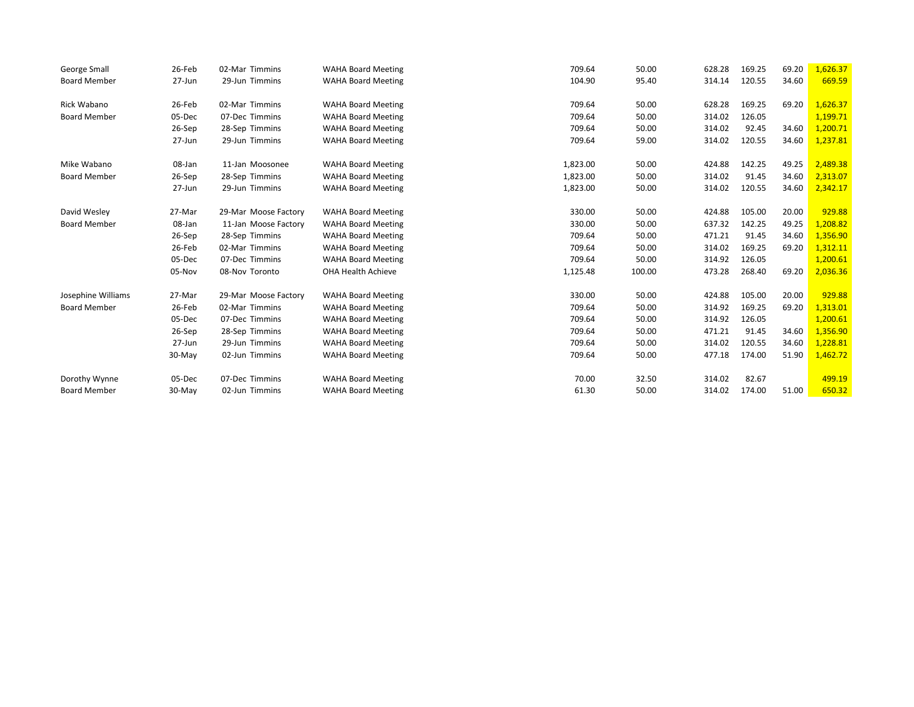| | | | | | | | | | |
|---|---|---|---|---|---|---|---|---|---|
| George Small | 26-Feb | 02-Mar Timmins | WAHA Board Meeting | 709.64 | 50.00 | 628.28 | 169.25 | 69.20 | 1,626.37 |
| Board Member | 27-Jun | 29-Jun Timmins | WAHA Board Meeting | 104.90 | 95.40 | 314.14 | 120.55 | 34.60 | 669.59 |
| | | | | | | | | | |
| Rick Wabano | 26-Feb | 02-Mar Timmins | WAHA Board Meeting | 709.64 | 50.00 | 628.28 | 169.25 | 69.20 | 1,626.37 |
| Board Member | 05-Dec | 07-Dec Timmins | WAHA Board Meeting | 709.64 | 50.00 | 314.02 | 126.05 | | 1,199.71 |
| | 26-Sep | 28-Sep Timmins | WAHA Board Meeting | 709.64 | 50.00 | 314.02 | 92.45 | 34.60 | 1,200.71 |
| | 27-Jun | 29-Jun Timmins | WAHA Board Meeting | 709.64 | 59.00 | 314.02 | 120.55 | 34.60 | 1,237.81 |
| | | | | | | | | | |
| Mike Wabano | 08-Jan | 11-Jan Moosonee | WAHA Board Meeting | 1,823.00 | 50.00 | 424.88 | 142.25 | 49.25 | 2,489.38 |
| Board Member | 26-Sep | 28-Sep Timmins | WAHA Board Meeting | 1,823.00 | 50.00 | 314.02 | 91.45 | 34.60 | 2,313.07 |
| | 27-Jun | 29-Jun Timmins | WAHA Board Meeting | 1,823.00 | 50.00 | 314.02 | 120.55 | 34.60 | 2,342.17 |
| | | | | | | | | | |
| David Wesley | 27-Mar | 29-Mar Moose Factory | WAHA Board Meeting | 330.00 | 50.00 | 424.88 | 105.00 | 20.00 | 929.88 |
| Board Member | 08-Jan | 11-Jan Moose Factory | WAHA Board Meeting | 330.00 | 50.00 | 637.32 | 142.25 | 49.25 | 1,208.82 |
| | 26-Sep | 28-Sep Timmins | WAHA Board Meeting | 709.64 | 50.00 | 471.21 | 91.45 | 34.60 | 1,356.90 |
| | 26-Feb | 02-Mar Timmins | WAHA Board Meeting | 709.64 | 50.00 | 314.02 | 169.25 | 69.20 | 1,312.11 |
| | 05-Dec | 07-Dec Timmins | WAHA Board Meeting | 709.64 | 50.00 | 314.92 | 126.05 | | 1,200.61 |
| | 05-Nov | 08-Nov Toronto | OHA Health Achieve | 1,125.48 | 100.00 | 473.28 | 268.40 | 69.20 | 2,036.36 |
| | | | | | | | | | |
| Josephine Williams | 27-Mar | 29-Mar Moose Factory | WAHA Board Meeting | 330.00 | 50.00 | 424.88 | 105.00 | 20.00 | 929.88 |
| Board Member | 26-Feb | 02-Mar Timmins | WAHA Board Meeting | 709.64 | 50.00 | 314.92 | 169.25 | 69.20 | 1,313.01 |
| | 05-Dec | 07-Dec Timmins | WAHA Board Meeting | 709.64 | 50.00 | 314.92 | 126.05 | | 1,200.61 |
| | 26-Sep | 28-Sep Timmins | WAHA Board Meeting | 709.64 | 50.00 | 471.21 | 91.45 | 34.60 | 1,356.90 |
| | 27-Jun | 29-Jun Timmins | WAHA Board Meeting | 709.64 | 50.00 | 314.02 | 120.55 | 34.60 | 1,228.81 |
| | 30-May | 02-Jun Timmins | WAHA Board Meeting | 709.64 | 50.00 | 477.18 | 174.00 | 51.90 | 1,462.72 |
| | | | | | | | | | |
| Dorothy Wynne | 05-Dec | 07-Dec Timmins | WAHA Board Meeting | 70.00 | 32.50 | 314.02 | 82.67 | | 499.19 |
| Board Member | 30-May | 02-Jun Timmins | WAHA Board Meeting | 61.30 | 50.00 | 314.02 | 174.00 | 51.00 | 650.32 |